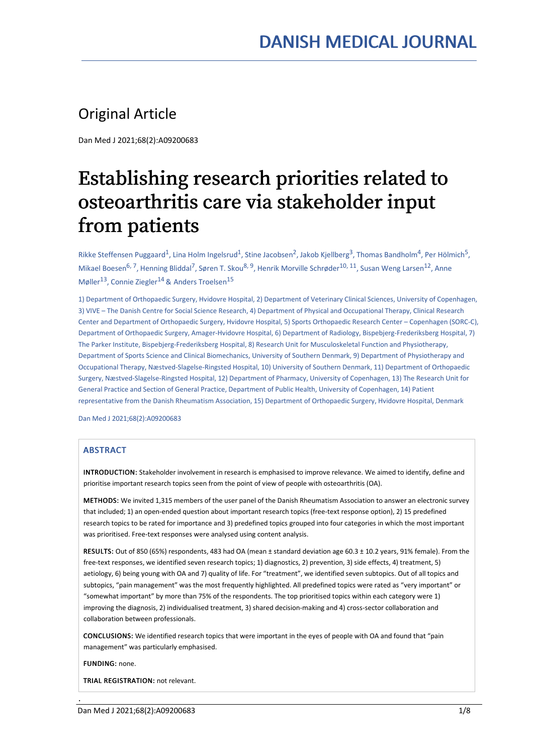# DANISH MEDICAL JOURNAL

## Original Article

Dan Med J 2021;68(2):A09200683

# Establishing research priorities related to osteoarthritis care via stakeholder input from patients

Rikke Steffensen Puggaard[1], Lina Holm Ingelsrud[1], Stine Jacobsen[2], Jakob Kjellberg[3], Thomas Bandholm[4], Per Hölmich[5], Mikael Boesen[6, 7], Henning Bliddal[7], Søren T. Skou[8, 9], Henrik Morville Schrøder[10, 11], Susan Weng Larsen[12], Anne Møller[13], Connie Ziegler[14] & Anders Troelsen[15]

1) Department of Orthopaedic Surgery, Hvidovre Hospital, 2) Department of Veterinary Clinical Sciences, University of Copenhagen, 3) VIVE – The Danish Centre for Social Science Research, 4) Department of Physical and Occupational Therapy, Clinical Research Center and Department of Orthopaedic Surgery, Hvidovre Hospital, 5) Sports Orthopaedic Research Center – Copenhagen (SORC-C), Department of Orthopaedic Surgery, Amager-Hvidovre Hospital, 6) Department of Radiology, Bispebjerg-Frederiksberg Hospital, 7) The Parker Institute, Bispebjerg-Frederiksberg Hospital, 8) Research Unit for Musculoskeletal Function and Physiotherapy, Department of Sports Science and Clinical Biomechanics, University of Southern Denmark, 9) Department of Physiotherapy and Occupational Therapy, Næstved-Slagelse-Ringsted Hospital, 10) University of Southern Denmark, 11) Department of Orthopaedic Surgery, Næstved-Slagelse-Ringsted Hospital, 12) Department of Pharmacy, University of Copenhagen, 13) The Research Unit for General Practice and Section of General Practice, Department of Public Health, University of Copenhagen, 14) Patient representative from the Danish Rheumatism Association, 15) Department of Orthopaedic Surgery, Hvidovre Hospital, Denmark

Dan Med J 2021;68(2):A09200683

## ABSTRACT

**INTRODUCTION:** Stakeholder involvement in research is emphasised to improve relevance. We aimed to identify, define and prioritise important research topics seen from the point of view of people with osteoarthritis (OA).

**METHODS:** We invited 1,315 members of the user panel of the Danish Rheumatism Association to answer an electronic survey that included; 1) an open-ended question about important research topics (free-text response option), 2) 15 predefined research topics to be rated for importance and 3) predefined topics grouped into four categories in which the most important was prioritised. Free-text responses were analysed using content analysis.

**RESULTS:** Out of 850 (65%) respondents, 483 had OA (mean ± standard deviation age 60.3 ± 10.2 years, 91% female). From the free-text responses, we identified seven research topics; 1) diagnostics, 2) prevention, 3) side effects, 4) treatment, 5) aetiology, 6) being young with OA and 7) quality of life. For "treatment", we identified seven subtopics. Out of all topics and subtopics, "pain management" was the most frequently highlighted. All predefined topics were rated as "very important" or "somewhat important" by more than 75% of the respondents. The top prioritised topics within each category were 1) improving the diagnosis, 2) individualised treatment, 3) shared decision-making and 4) cross-sector collaboration and collaboration between professionals.

**CONCLUSIONS:** We identified research topics that were important in the eyes of people with OA and found that "pain management" was particularly emphasised.

**FUNDING:** none.

**TRIAL REGISTRATION:** not relevant.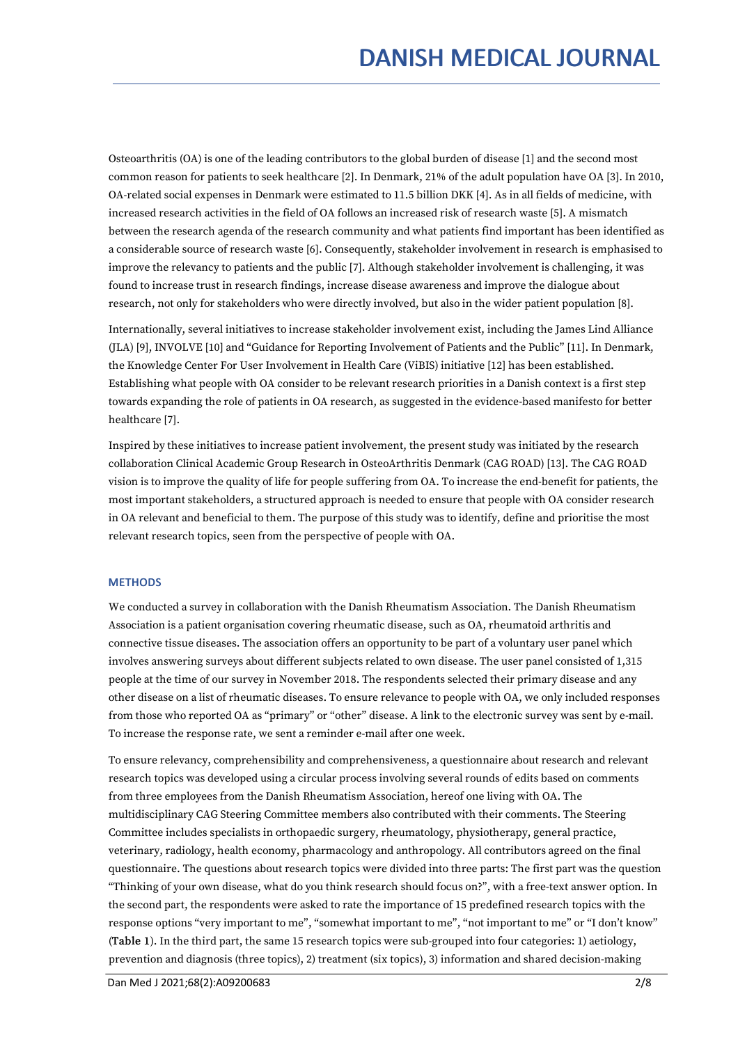Osteoarthritis (OA) is one of the leading contributors to the global burden of disease [1] and the second most common reason for patients to seek healthcare [2]. In Denmark, 21% of the adult population have OA [3]. In 2010, OA-related social expenses in Denmark were estimated to 11.5 billion DKK [4]. As in all fields of medicine, with increased research activities in the field of OA follows an increased risk of research waste [5]. A mismatch between the research agenda of the research community and what patients find important has been identified as a considerable source of research waste [6]. Consequently, stakeholder involvement in research is emphasised to improve the relevancy to patients and the public [7]. Although stakeholder involvement is challenging, it was found to increase trust in research findings, increase disease awareness and improve the dialogue about research, not only for stakeholders who were directly involved, but also in the wider patient population [8].

Internationally, several initiatives to increase stakeholder involvement exist, including the James Lind Alliance (JLA) [9], INVOLVE [10] and "Guidance for Reporting Involvement of Patients and the Public" [11]. In Denmark, the Knowledge Center For User Involvement in Health Care (ViBIS) initiative [12] has been established. Establishing what people with OA consider to be relevant research priorities in a Danish context is a first step towards expanding the role of patients in OA research, as suggested in the evidence-based manifesto for better healthcare [7].

Inspired by these initiatives to increase patient involvement, the present study was initiated by the research collaboration Clinical Academic Group Research in OsteoArthritis Denmark (CAG ROAD) [13]. The CAG ROAD vision is to improve the quality of life for people suffering from OA. To increase the end-benefit for patients, the most important stakeholders, a structured approach is needed to ensure that people with OA consider research in OA relevant and beneficial to them. The purpose of this study was to identify, define and prioritise the most relevant research topics, seen from the perspective of people with OA.

## METHODS

We conducted a survey in collaboration with the Danish Rheumatism Association. The Danish Rheumatism Association is a patient organisation covering rheumatic disease, such as OA, rheumatoid arthritis and connective tissue diseases. The association offers an opportunity to be part of a voluntary user panel which involves answering surveys about different subjects related to own disease. The user panel consisted of 1,315 people at the time of our survey in November 2018. The respondents selected their primary disease and any other disease on a list of rheumatic diseases. To ensure relevance to people with OA, we only included responses from those who reported OA as "primary" or "other" disease. A link to the electronic survey was sent by e-mail. To increase the response rate, we sent a reminder e-mail after one week.

To ensure relevancy, comprehensibility and comprehensiveness, a questionnaire about research and relevant research topics was developed using a circular process involving several rounds of edits based on comments from three employees from the Danish Rheumatism Association, hereof one living with OA. The multidisciplinary CAG Steering Committee members also contributed with their comments. The Steering Committee includes specialists in orthopaedic surgery, rheumatology, physiotherapy, general practice, veterinary, radiology, health economy, pharmacology and anthropology. All contributors agreed on the final questionnaire. The questions about research topics were divided into three parts: The first part was the question "Thinking of your own disease, what do you think research should focus on?", with a free-text answer option. In the second part, the respondents were asked to rate the importance of 15 predefined research topics with the response options "very important to me", "somewhat important to me", "not important to me" or "I don't know" (**Table 1**). In the third part, the same 15 research topics were sub-grouped into four categories: 1) aetiology, prevention and diagnosis (three topics), 2) treatment (six topics), 3) information and shared decision-making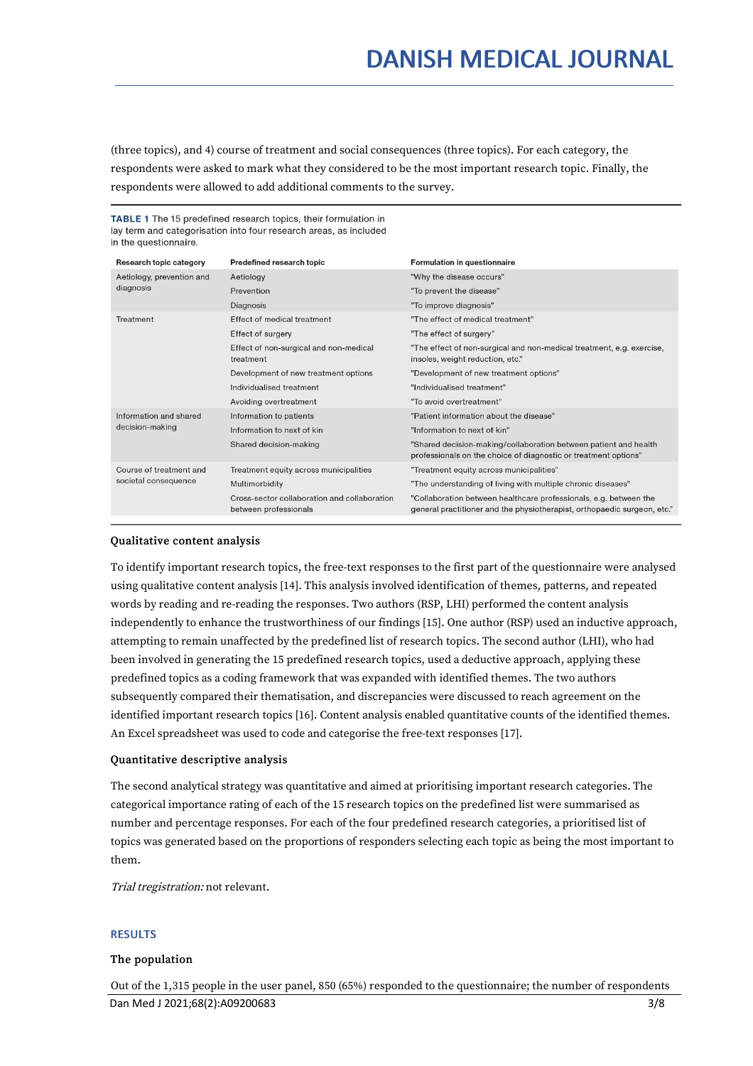(three topics), and 4) course of treatment and social consequences (three topics). For each category, the respondents were asked to mark what they considered to be the most important research topic. Finally, the respondents were allowed to add additional comments to the survey.

**TABLE 1** The 15 predefined research topics, their formulation in lay term and categorisation into four research areas, as included in the questionnaire.

| Research topic category | Predefined research topic | Formulation in questionnaire |
|---|---|---|
| Aetiology, prevention and diagnosis | Aetiology | "Why the disease occurs" |
| | Prevention | "To prevent the disease" |
| | Diagnosis | "To improve diagnosis" |
| Treatment | Effect of medical treatment | "The effect of medical treatment" |
| | Effect of surgery | "The effect of surgery" |
| | Effect of non-surgical and non-medical treatment | "The effect of non-surgical and non-medical treatment, e.g. exercise, insoles, weight reduction, etc." |
| | Development of new treatment options | "Development of new treatment options" |
| | Individualised treatment | "Individualised treatment" |
| | Avoiding overtreatment | "To avoid overtreatment" |
| Information and shared decision-making | Information to patients | "Patient information about the disease" |
| | Information to next of kin | "Information to next of kin" |
| | Shared decision-making | "Shared decision-making/collaboration between patient and health professionals on the choice of diagnostic or treatment options" |
| Course of treatment and societal consequence | Treatment equity across municipalities | "Treatment equity across municipalities" |
| | Multimorbidity | "The understanding of living with multiple chronic diseases" |
| | Cross-sector collaboration and collaboration between professionals | "Collaboration between healthcare professionals, e.g. between the general practitioner and the physiotherapist, orthopaedic surgeon, etc." |

### Qualitative content analysis

To identify important research topics, the free-text responses to the first part of the questionnaire were analysed using qualitative content analysis [14]. This analysis involved identification of themes, patterns, and repeated words by reading and re-reading the responses. Two authors (RSP, LHI) performed the content analysis independently to enhance the trustworthiness of our findings [15]. One author (RSP) used an inductive approach, attempting to remain unaffected by the predefined list of research topics. The second author (LHI), who had been involved in generating the 15 predefined research topics, used a deductive approach, applying these predefined topics as a coding framework that was expanded with identified themes. The two authors subsequently compared their thematisation, and discrepancies were discussed to reach agreement on the identified important research topics [16]. Content analysis enabled quantitative counts of the identified themes. An Excel spreadsheet was used to code and categorise the free-text responses [17].

### Quantitative descriptive analysis

The second analytical strategy was quantitative and aimed at prioritising important research categories. The categorical importance rating of each of the 15 research topics on the predefined list were summarised as number and percentage responses. For each of the four predefined research categories, a prioritised list of topics was generated based on the proportions of responders selecting each topic as being the most important to them.

*Trial tregistration:* not relevant.

## RESULTS

### The population

Out of the 1,315 people in the user panel, 850 (65%) responded to the questionnaire; the number of respondents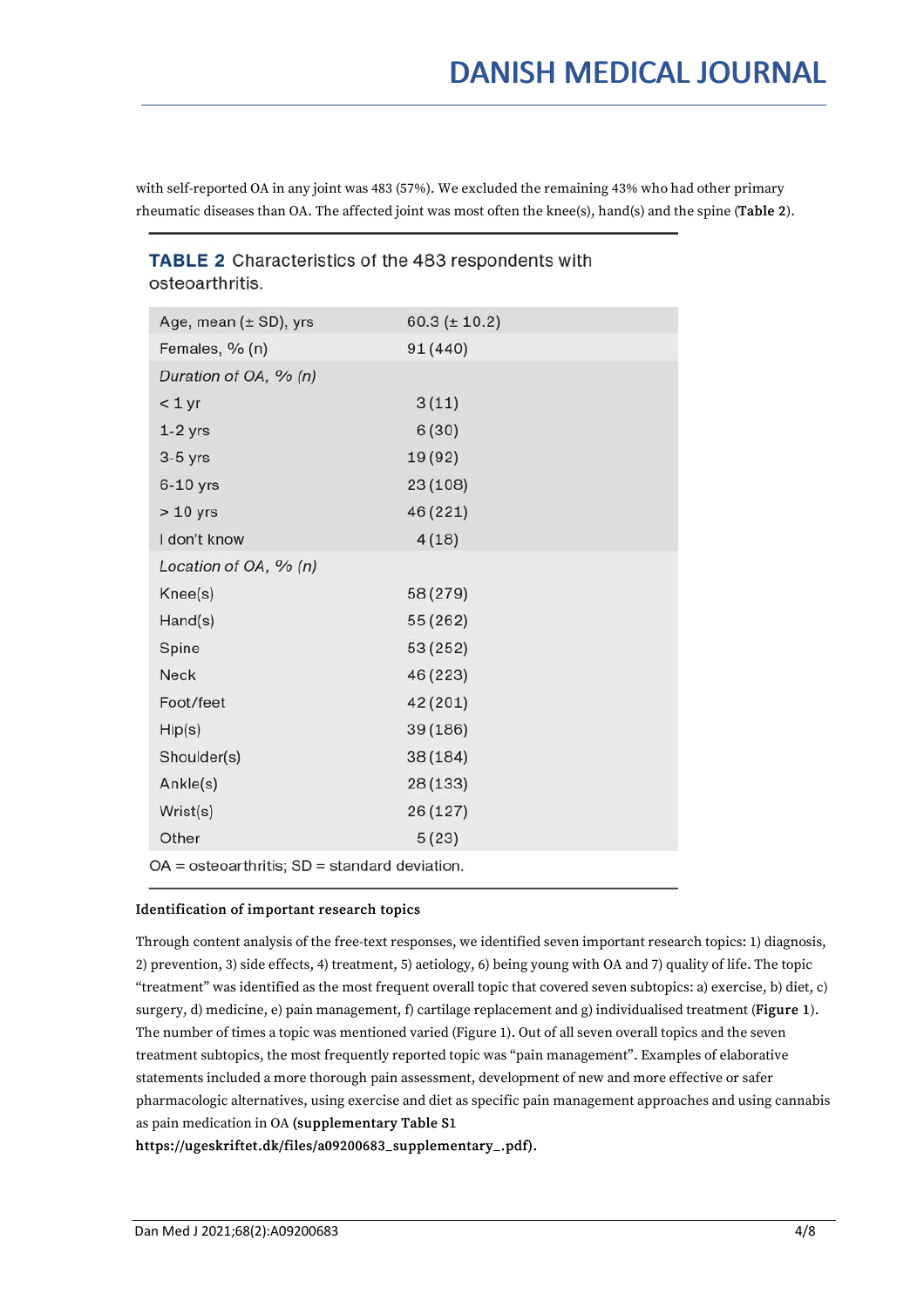with self-reported OA in any joint was 483 (57%). We excluded the remaining 43% who had other primary rheumatic diseases than OA. The affected joint was most often the knee(s), hand(s) and the spine (**Table 2**).

**TABLE 2** Characteristics of the 483 respondents with osteoarthritis.

| | |
|---|---|
| Age, mean (± SD), yrs | 60.3 (± 10.2) |
| Females, % (n) | 91 (440) |
| *Duration of OA, % (n)* | |
| < 1 yr | 3 (11) |
| 1-2 yrs | 6 (30) |
| 3-5 yrs | 19 (92) |
| 6-10 yrs | 23 (108) |
| > 10 yrs | 46 (221) |
| I don't know | 4 (18) |
| *Location of OA, % (n)* | |
| Knee(s) | 58 (279) |
| Hand(s) | 55 (262) |
| Spine | 53 (252) |
| Neck | 46 (223) |
| Foot/feet | 42 (201) |
| Hip(s) | 39 (186) |
| Shoulder(s) | 38 (184) |
| Ankle(s) | 28 (133) |
| Wrist(s) | 26 (127) |
| Other | 5 (23) |

OA = osteoarthritis; SD = standard deviation.

### Identification of important research topics

Through content analysis of the free-text responses, we identified seven important research topics: 1) diagnosis, 2) prevention, 3) side effects, 4) treatment, 5) aetiology, 6) being young with OA and 7) quality of life. The topic "treatment" was identified as the most frequent overall topic that covered seven subtopics: a) exercise, b) diet, c) surgery, d) medicine, e) pain management, f) cartilage replacement and g) individualised treatment (**Figure 1**). The number of times a topic was mentioned varied (Figure 1). Out of all seven overall topics and the seven treatment subtopics, the most frequently reported topic was "pain management". Examples of elaborative statements included a more thorough pain assessment, development of new and more effective or safer pharmacologic alternatives, using exercise and diet as specific pain management approaches and using cannabis as pain medication in OA **(supplementary Table S1 https://ugeskriftet.dk/files/a09200683_supplementary_.pdf).**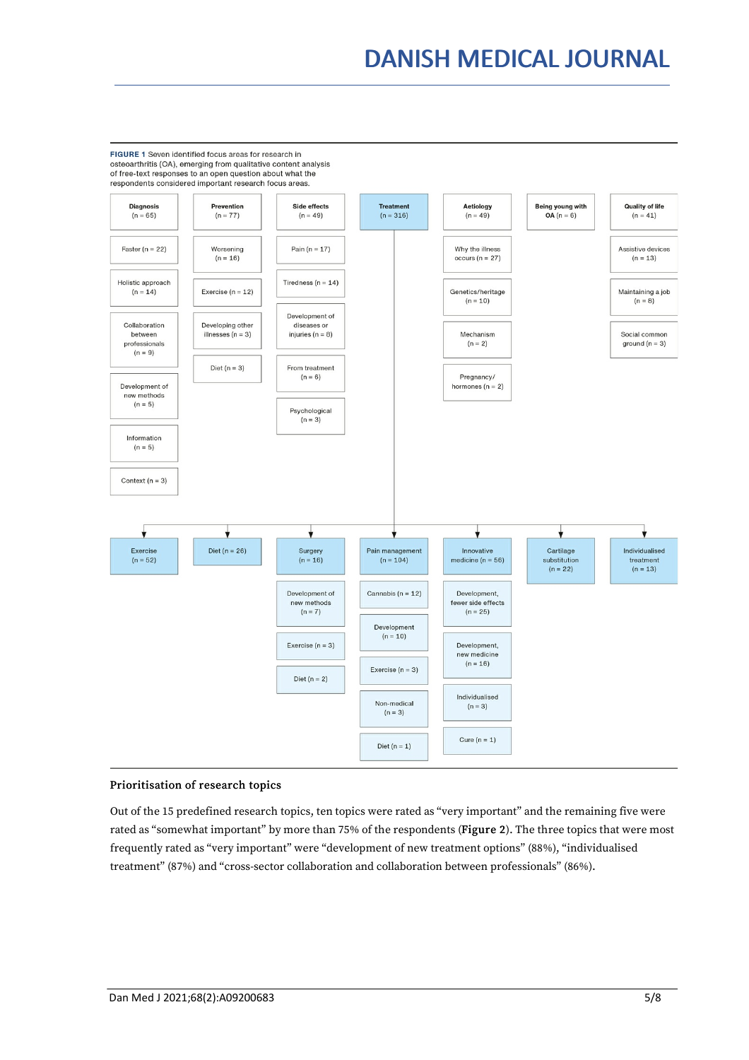**FIGURE 1** Seven identified focus areas for research in osteoarthritis (OA), emerging from qualitative content analysis of free-text responses to an open question about what the respondents considered important research focus areas.

| Diagnosis (n = 65) | Prevention (n = 77) | Side effects (n = 49) | Treatment (n = 316) | Aetiology (n = 49) | Being young with OA (n = 6) | Quality of life (n = 41) |
|---|---|---|---|---|---|---|
| Faster (n = 22) | Worsening (n = 16) | Pain (n = 17) | | Why the illness occurs (n = 27) | | Assistive devices (n = 13) |
| Holistic approach (n = 14) | Exercise (n = 12) | Tiredness (n = 14) | | Genetics/heritage (n = 10) | | Maintaining a job (n = 8) |
| Collaboration between professionals (n = 9) | Developing other illnesses (n = 3) | Development of diseases or injuries (n = 8) | | Mechanism (n = 2) | | Social common ground (n = 3) |
| Development of new methods (n = 5) | Diet (n = 3) | From treatment (n = 6) | | Pregnancy/ hormones (n = 2) | | |
| Information (n = 5) | | Psychological (n = 3) | | | | |
| Context (n = 3) | | | | | | |

Treatment (n = 316):

| Exercise (n = 52) | Diet (n = 26) | Surgery (n = 16) | Pain management (n = 104) | Innovative medicine (n = 56) | Cartilage substitution (n = 22) | Individualised treatment (n = 13) |
|---|---|---|---|---|---|---|
| | | Development of new methods (n = 7) | Cannabis (n = 12) | Development, fewer side effects (n = 25) | | |
| | | Exercise (n = 3) | Development (n = 10) | Development, new medicine (n = 16) | | |
| | | Diet (n = 2) | Exercise (n = 3) | Individualised (n = 3) | | |
| | | | Non-medical (n = 3) | Cure (n = 1) | | |
| | | | Diet (n = 1) | | | |

### Prioritisation of research topics

Out of the 15 predefined research topics, ten topics were rated as "very important" and the remaining five were rated as "somewhat important" by more than 75% of the respondents (**Figure 2**). The three topics that were most frequently rated as "very important" were "development of new treatment options" (88%), "individualised treatment" (87%) and "cross-sector collaboration and collaboration between professionals" (86%).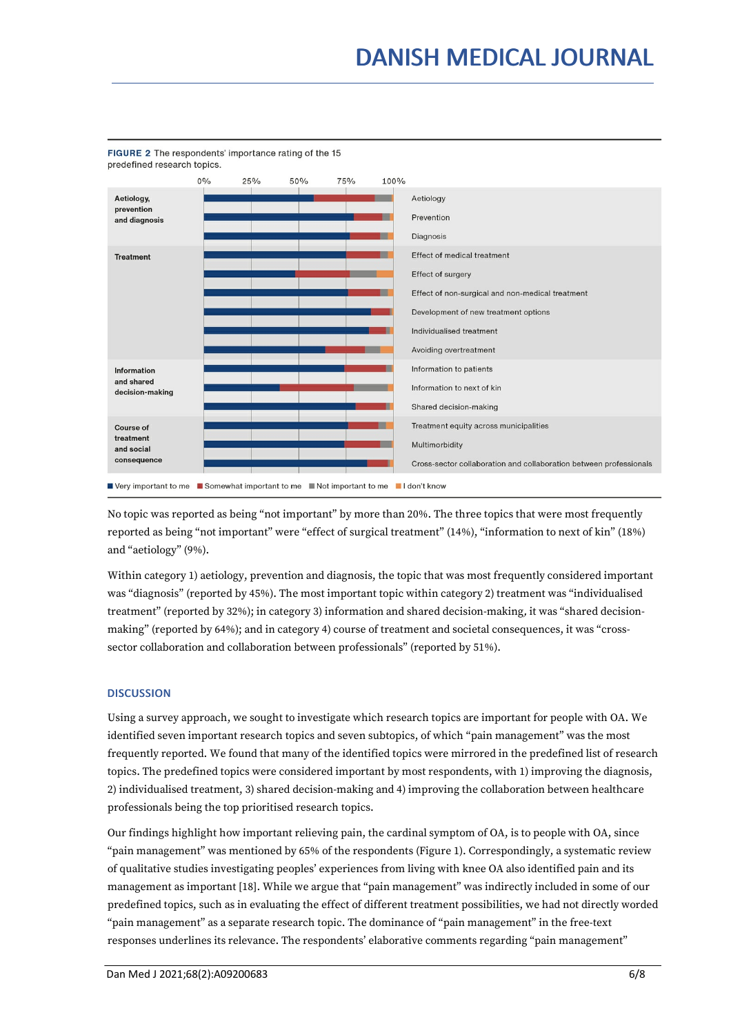**FIGURE 2** The respondents' importance rating of the 15 predefined research topics.

| Category | Topic |
|---|---|
| Aetiology, prevention and diagnosis | Aetiology |
| | Prevention |
| | Diagnosis |
| Treatment | Effect of medical treatment |
| | Effect of surgery |
| | Effect of non-surgical and non-medical treatment |
| | Development of new treatment options |
| | Individualised treatment |
| | Avoiding overtreatment |
| Information and shared decision-making | Information to patients |
| | Information to next of kin |
| | Shared decision-making |
| Course of treatment and social consequence | Treatment equity across municipalities |
| | Multimorbidity |
| | Cross-sector collaboration and collaboration between professionals |

■ Very important to me ■ Somewhat important to me ■ Not important to me ■ I don't know

No topic was reported as being "not important" by more than 20%. The three topics that were most frequently reported as being "not important" were "effect of surgical treatment" (14%), "information to next of kin" (18%) and "aetiology" (9%).

Within category 1) aetiology, prevention and diagnosis, the topic that was most frequently considered important was "diagnosis" (reported by 45%). The most important topic within category 2) treatment was "individualised treatment" (reported by 32%); in category 3) information and shared decision-making, it was "shared decision-making" (reported by 64%); and in category 4) course of treatment and societal consequences, it was "cross-sector collaboration and collaboration between professionals" (reported by 51%).

## DISCUSSION

Using a survey approach, we sought to investigate which research topics are important for people with OA. We identified seven important research topics and seven subtopics, of which "pain management" was the most frequently reported. We found that many of the identified topics were mirrored in the predefined list of research topics. The predefined topics were considered important by most respondents, with 1) improving the diagnosis, 2) individualised treatment, 3) shared decision-making and 4) improving the collaboration between healthcare professionals being the top prioritised research topics.

Our findings highlight how important relieving pain, the cardinal symptom of OA, is to people with OA, since "pain management" was mentioned by 65% of the respondents (Figure 1). Correspondingly, a systematic review of qualitative studies investigating peoples' experiences from living with knee OA also identified pain and its management as important [18]. While we argue that "pain management" was indirectly included in some of our predefined topics, such as in evaluating the effect of different treatment possibilities, we had not directly worded "pain management" as a separate research topic. The dominance of "pain management" in the free-text responses underlines its relevance. The respondents' elaborative comments regarding "pain management"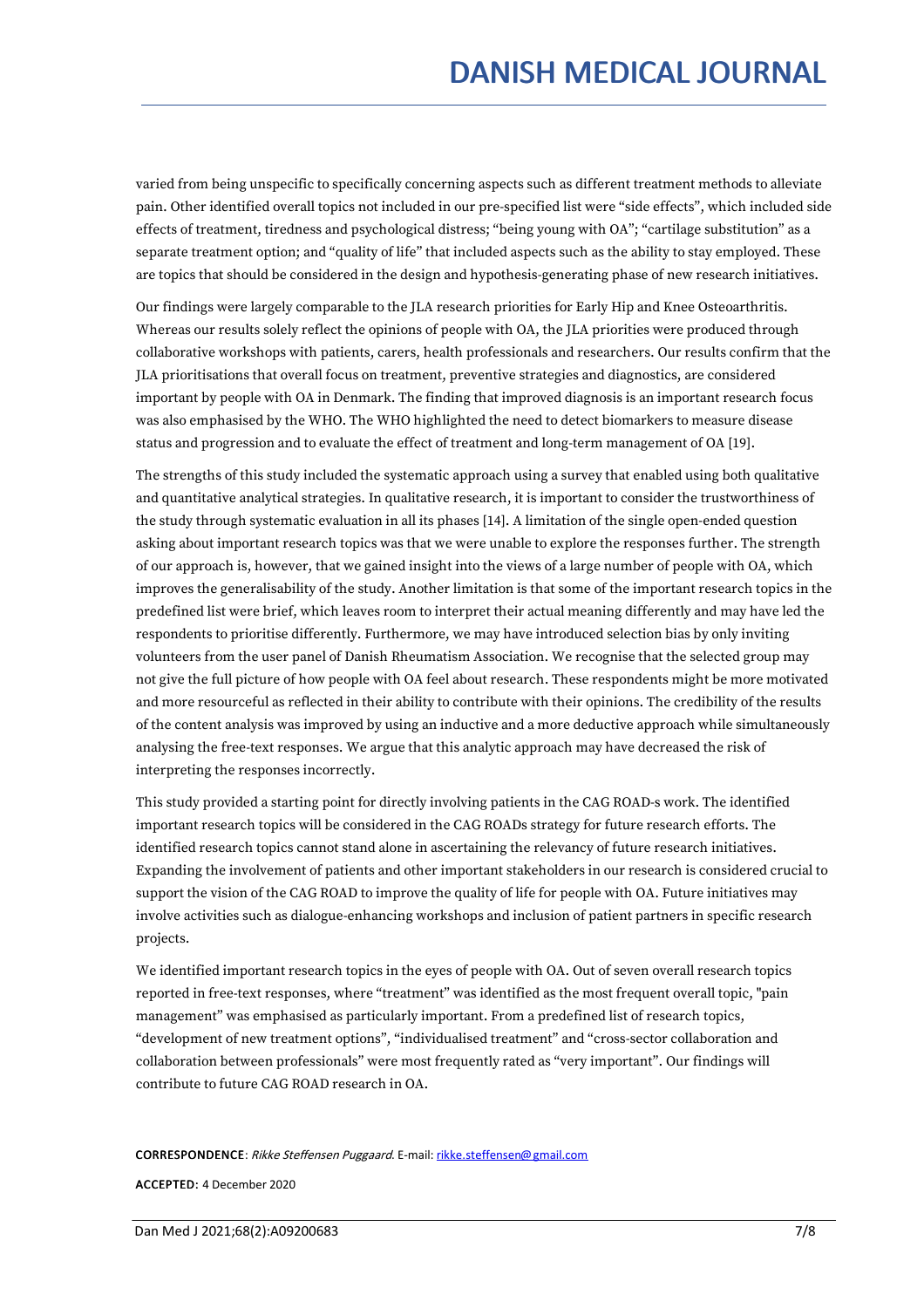varied from being unspecific to specifically concerning aspects such as different treatment methods to alleviate pain. Other identified overall topics not included in our pre-specified list were "side effects", which included side effects of treatment, tiredness and psychological distress; "being young with OA"; "cartilage substitution" as a separate treatment option; and "quality of life" that included aspects such as the ability to stay employed. These are topics that should be considered in the design and hypothesis-generating phase of new research initiatives.

Our findings were largely comparable to the JLA research priorities for Early Hip and Knee Osteoarthritis. Whereas our results solely reflect the opinions of people with OA, the JLA priorities were produced through collaborative workshops with patients, carers, health professionals and researchers. Our results confirm that the JLA prioritisations that overall focus on treatment, preventive strategies and diagnostics, are considered important by people with OA in Denmark. The finding that improved diagnosis is an important research focus was also emphasised by the WHO. The WHO highlighted the need to detect biomarkers to measure disease status and progression and to evaluate the effect of treatment and long-term management of OA [19].

The strengths of this study included the systematic approach using a survey that enabled using both qualitative and quantitative analytical strategies. In qualitative research, it is important to consider the trustworthiness of the study through systematic evaluation in all its phases [14]. A limitation of the single open-ended question asking about important research topics was that we were unable to explore the responses further. The strength of our approach is, however, that we gained insight into the views of a large number of people with OA, which improves the generalisability of the study. Another limitation is that some of the important research topics in the predefined list were brief, which leaves room to interpret their actual meaning differently and may have led the respondents to prioritise differently. Furthermore, we may have introduced selection bias by only inviting volunteers from the user panel of Danish Rheumatism Association. We recognise that the selected group may not give the full picture of how people with OA feel about research. These respondents might be more motivated and more resourceful as reflected in their ability to contribute with their opinions. The credibility of the results of the content analysis was improved by using an inductive and a more deductive approach while simultaneously analysing the free-text responses. We argue that this analytic approach may have decreased the risk of interpreting the responses incorrectly.

This study provided a starting point for directly involving patients in the CAG ROAD-s work. The identified important research topics will be considered in the CAG ROADs strategy for future research efforts. The identified research topics cannot stand alone in ascertaining the relevancy of future research initiatives. Expanding the involvement of patients and other important stakeholders in our research is considered crucial to support the vision of the CAG ROAD to improve the quality of life for people with OA. Future initiatives may involve activities such as dialogue-enhancing workshops and inclusion of patient partners in specific research projects.

We identified important research topics in the eyes of people with OA. Out of seven overall research topics reported in free-text responses, where "treatment" was identified as the most frequent overall topic, "pain management" was emphasised as particularly important. From a predefined list of research topics, "development of new treatment options", "individualised treatment" and "cross-sector collaboration and collaboration between professionals" were most frequently rated as "very important". Our findings will contribute to future CAG ROAD research in OA.

**CORRESPONDENCE**: *Rikke Steffensen Puggaard*. E-mail: rikke.steffensen@gmail.com

**ACCEPTED**: 4 December 2020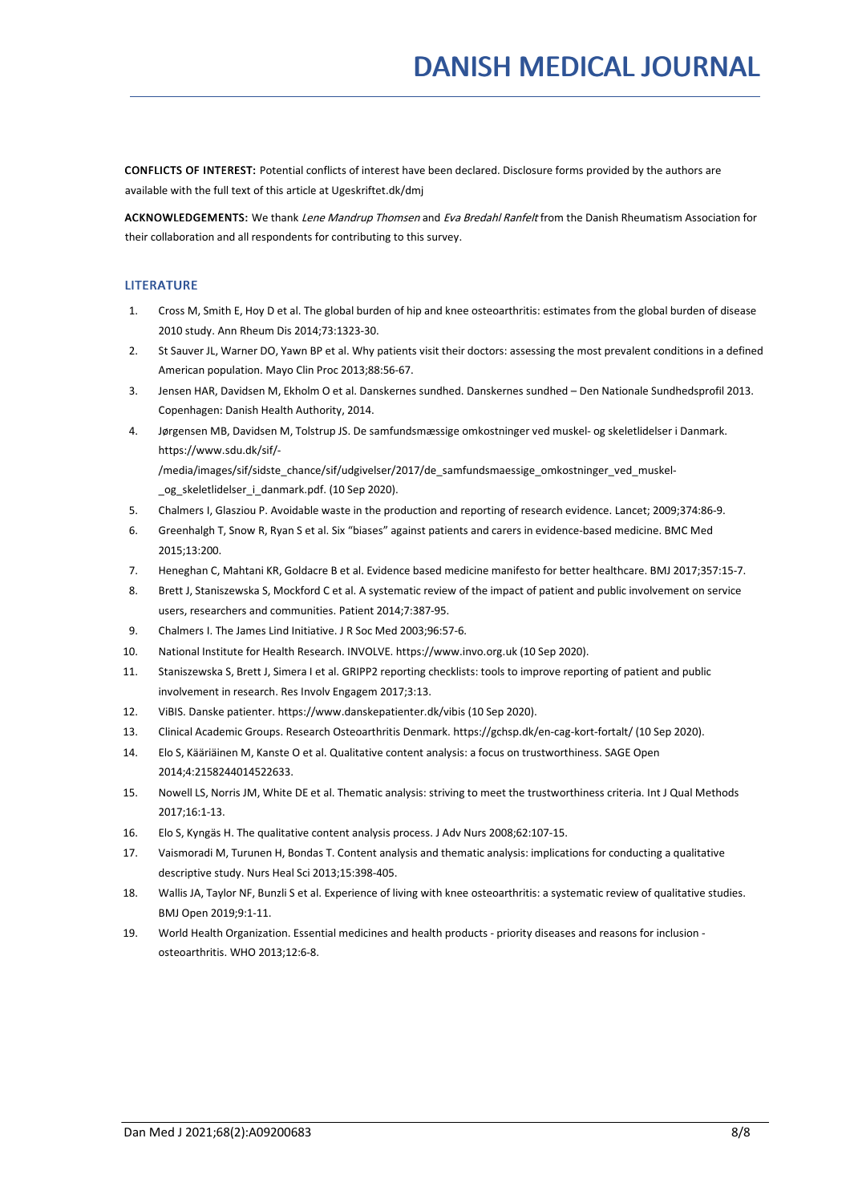**CONFLICTS OF INTEREST:** Potential conflicts of interest have been declared. Disclosure forms provided by the authors are available with the full text of this article at Ugeskriftet.dk/dmj

**ACKNOWLEDGEMENTS:** We thank *Lene Mandrup Thomsen* and *Eva Bredahl Ranfelt* from the Danish Rheumatism Association for their collaboration and all respondents for contributing to this survey.

## LITERATURE

1. Cross M, Smith E, Hoy D et al. The global burden of hip and knee osteoarthritis: estimates from the global burden of disease 2010 study. Ann Rheum Dis 2014;73:1323-30.
2. St Sauver JL, Warner DO, Yawn BP et al. Why patients visit their doctors: assessing the most prevalent conditions in a defined American population. Mayo Clin Proc 2013;88:56-67.
3. Jensen HAR, Davidsen M, Ekholm O et al. Danskernes sundhed. Danskernes sundhed – Den Nationale Sundhedsprofil 2013. Copenhagen: Danish Health Authority, 2014.
4. Jørgensen MB, Davidsen M, Tolstrup JS. De samfundsmæssige omkostninger ved muskel- og skeletlidelser i Danmark. https://www.sdu.dk/sif/-/media/images/sif/sidste_chance/sif/udgivelser/2017/de_samfundsmaessige_omkostninger_ved_muskel-_og_skeletlidelser_i_danmark.pdf. (10 Sep 2020).
5. Chalmers I, Glasziou P. Avoidable waste in the production and reporting of research evidence. Lancet; 2009;374:86-9.
6. Greenhalgh T, Snow R, Ryan S et al. Six "biases" against patients and carers in evidence-based medicine. BMC Med 2015;13:200.
7. Heneghan C, Mahtani KR, Goldacre B et al. Evidence based medicine manifesto for better healthcare. BMJ 2017;357:15-7.
8. Brett J, Staniszewska S, Mockford C et al. A systematic review of the impact of patient and public involvement on service users, researchers and communities. Patient 2014;7:387-95.
9. Chalmers I. The James Lind Initiative. J R Soc Med 2003;96:57-6.
10. National Institute for Health Research. INVOLVE. https://www.invo.org.uk (10 Sep 2020).
11. Staniszewska S, Brett J, Simera I et al. GRIPP2 reporting checklists: tools to improve reporting of patient and public involvement in research. Res Involv Engagem 2017;3:13.
12. ViBIS. Danske patienter. https://www.danskepatienter.dk/vibis (10 Sep 2020).
13. Clinical Academic Groups. Research Osteoarthritis Denmark. https://gchsp.dk/en-cag-kort-fortalt/ (10 Sep 2020).
14. Elo S, Kääriäinen M, Kanste O et al. Qualitative content analysis: a focus on trustworthiness. SAGE Open 2014;4:2158244014522633.
15. Nowell LS, Norris JM, White DE et al. Thematic analysis: striving to meet the trustworthiness criteria. Int J Qual Methods 2017;16:1-13.
16. Elo S, Kyngäs H. The qualitative content analysis process. J Adv Nurs 2008;62:107-15.
17. Vaismoradi M, Turunen H, Bondas T. Content analysis and thematic analysis: implications for conducting a qualitative descriptive study. Nurs Heal Sci 2013;15:398-405.
18. Wallis JA, Taylor NF, Bunzli S et al. Experience of living with knee osteoarthritis: a systematic review of qualitative studies. BMJ Open 2019;9:1-11.
19. World Health Organization. Essential medicines and health products - priority diseases and reasons for inclusion - osteoarthritis. WHO 2013;12:6-8.